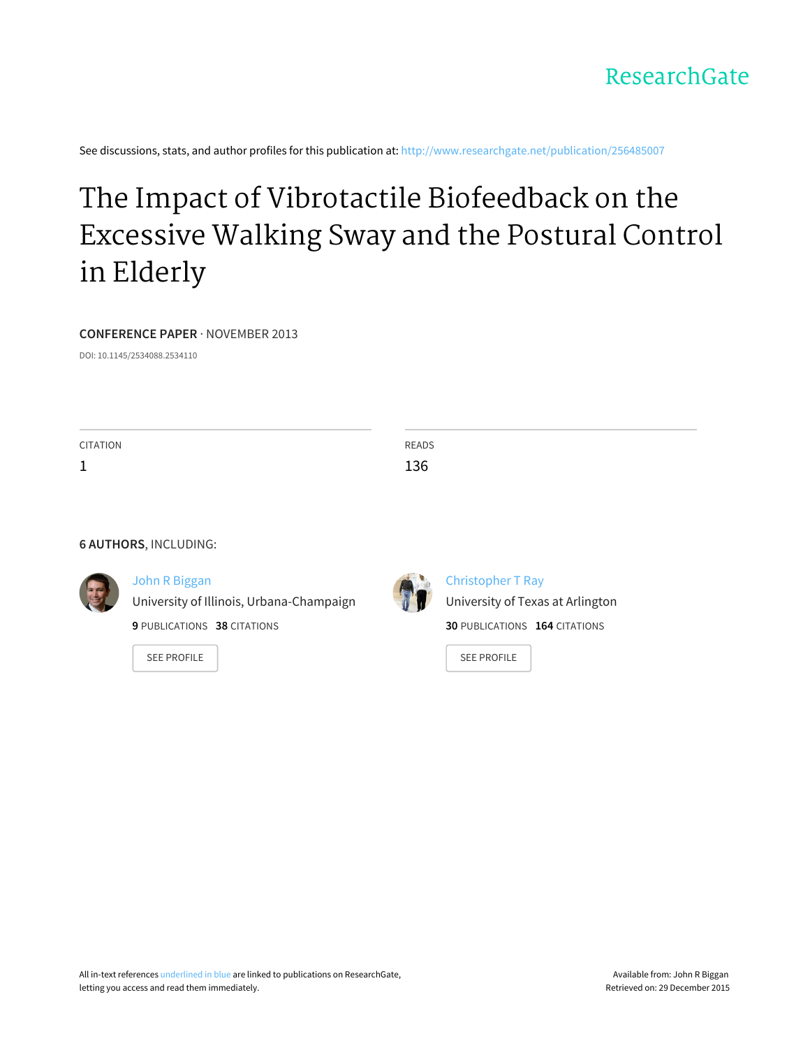ResearchGate

See discussions, stats, and author profiles for this publication at: http://www.researchgate.net/publication/256485007

# The Impact of Vibrotactile Biofeedback on the Excessive Walking Sway and the Postural Control in Elderly

**CONFERENCE PAPER** · NOVEMBER 2013

DOI: 10.1145/2534088.2534110

CITATION
1

READS
136

**6 AUTHORS**, INCLUDING:

John R Biggan
University of Illinois, Urbana-Champaign
**9** PUBLICATIONS **38** CITATIONS

SEE PROFILE

Christopher T Ray
University of Texas at Arlington
**30** PUBLICATIONS **164** CITATIONS

SEE PROFILE

All in-text references underlined in blue are linked to publications on ResearchGate, letting you access and read them immediately.

Available from: John R Biggan
Retrieved on: 29 December 2015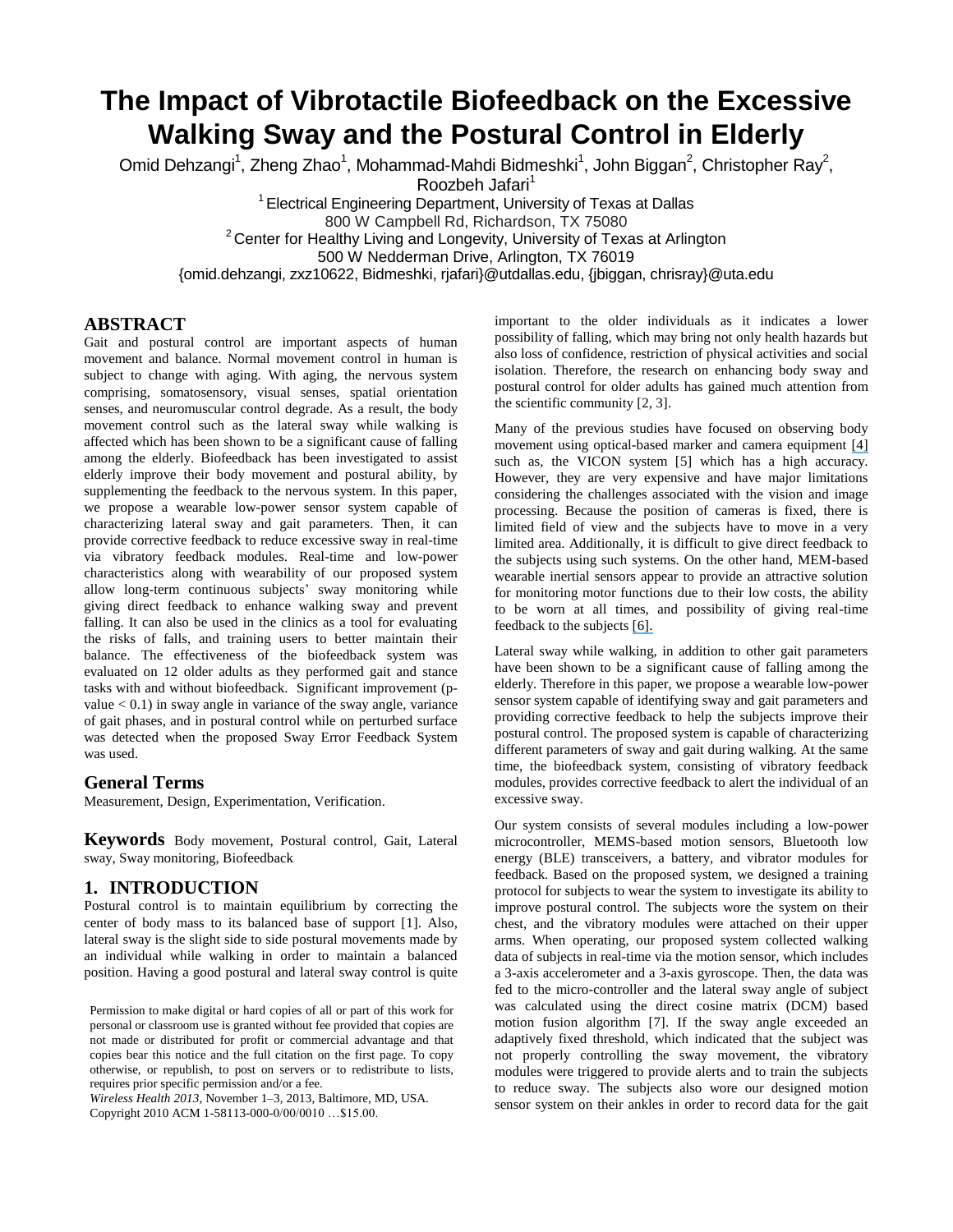# The Impact of Vibrotactile Biofeedback on the Excessive Walking Sway and the Postural Control in Elderly

Omid Dehzangi[1], Zheng Zhao[1], Mohammad-Mahdi Bidmeshki[1], John Biggan[2], Christopher Ray[2], Roozbeh Jafari[1]

[1] Electrical Engineering Department, University of Texas at Dallas
800 W Campbell Rd, Richardson, TX 75080

[2] Center for Healthy Living and Longevity, University of Texas at Arlington
500 W Nedderman Drive, Arlington, TX 76019

{omid.dehzangi, zxz10622, Bidmeshki, rjafari}@utdallas.edu, {jbiggan, chrisray}@uta.edu

## ABSTRACT

Gait and postural control are important aspects of human movement and balance. Normal movement control in human is subject to change with aging. With aging, the nervous system comprising, somatosensory, visual senses, spatial orientation senses, and neuromuscular control degrade. As a result, the body movement control such as the lateral sway while walking is affected which has been shown to be a significant cause of falling among the elderly. Biofeedback has been investigated to assist elderly improve their body movement and postural ability, by supplementing the feedback to the nervous system. In this paper, we propose a wearable low-power sensor system capable of characterizing lateral sway and gait parameters. Then, it can provide corrective feedback to reduce excessive sway in real-time via vibratory feedback modules. Real-time and low-power characteristics along with wearability of our proposed system allow long-term continuous subjects' sway monitoring while giving direct feedback to enhance walking sway and prevent falling. It can also be used in the clinics as a tool for evaluating the risks of falls, and training users to better maintain their balance. The effectiveness of the biofeedback system was evaluated on 12 older adults as they performed gait and stance tasks with and without biofeedback. Significant improvement (p-value < 0.1) in sway angle in variance of the sway angle, variance of gait phases, and in postural control while on perturbed surface was detected when the proposed Sway Error Feedback System was used.

## General Terms

Measurement, Design, Experimentation, Verification.

## Keywords

Body movement, Postural control, Gait, Lateral sway, Sway monitoring, Biofeedback

## 1. INTRODUCTION

Postural control is to maintain equilibrium by correcting the center of body mass to its balanced base of support [1]. Also, lateral sway is the slight side to side postural movements made by an individual while walking in order to maintain a balanced position. Having a good postural and lateral sway control is quite important to the older individuals as it indicates a lower possibility of falling, which may bring not only health hazards but also loss of confidence, restriction of physical activities and social isolation. Therefore, the research on enhancing body sway and postural control for older adults has gained much attention from the scientific community [2, 3].

Many of the previous studies have focused on observing body movement using optical-based marker and camera equipment [4] such as, the VICON system [5] which has a high accuracy. However, they are very expensive and have major limitations considering the challenges associated with the vision and image processing. Because the position of cameras is fixed, there is limited field of view and the subjects have to move in a very limited area. Additionally, it is difficult to give direct feedback to the subjects using such systems. On the other hand, MEM-based wearable inertial sensors appear to provide an attractive solution for monitoring motor functions due to their low costs, the ability to be worn at all times, and possibility of giving real-time feedback to the subjects [6].

Lateral sway while walking, in addition to other gait parameters have been shown to be a significant cause of falling among the elderly. Therefore in this paper, we propose a wearable low-power sensor system capable of identifying sway and gait parameters and providing corrective feedback to help the subjects improve their postural control. The proposed system is capable of characterizing different parameters of sway and gait during walking. At the same time, the biofeedback system, consisting of vibratory feedback modules, provides corrective feedback to alert the individual of an excessive sway.

Our system consists of several modules including a low-power microcontroller, MEMS-based motion sensors, Bluetooth low energy (BLE) transceivers, a battery, and vibrator modules for feedback. Based on the proposed system, we designed a training protocol for subjects to wear the system to investigate its ability to improve postural control. The subjects wore the system on their chest, and the vibratory modules were attached on their upper arms. When operating, our proposed system collected walking data of subjects in real-time via the motion sensor, which includes a 3-axis accelerometer and a 3-axis gyroscope. Then, the data was fed to the micro-controller and the lateral sway angle of subject was calculated using the direct cosine matrix (DCM) based motion fusion algorithm [7]. If the sway angle exceeded an adaptively fixed threshold, which indicated that the subject was not properly controlling the sway movement, the vibratory modules were triggered to provide alerts and to train the subjects to reduce sway. The subjects also wore our designed motion sensor system on their ankles in order to record data for the gait

Permission to make digital or hard copies of all or part of this work for personal or classroom use is granted without fee provided that copies are not made or distributed for profit or commercial advantage and that copies bear this notice and the full citation on the first page. To copy otherwise, or republish, to post on servers or to redistribute to lists, requires prior specific permission and/or a fee.
*Wireless Health 2013*, November 1–3, 2013, Baltimore, MD, USA.
Copyright 2010 ACM 1-58113-000-0/00/0010 …$15.00.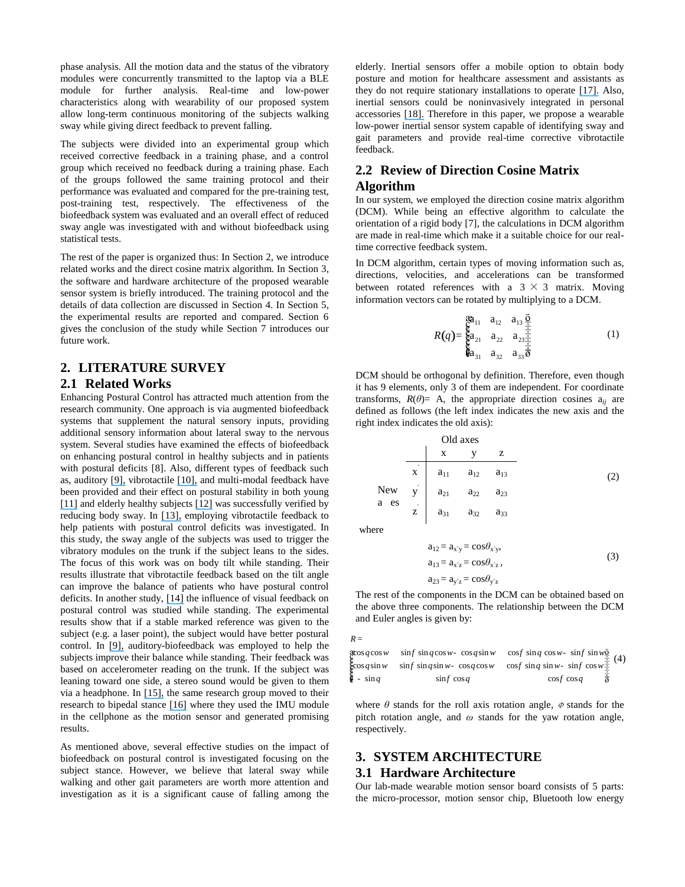phase analysis. All the motion data and the status of the vibratory modules were concurrently transmitted to the laptop via a BLE module for further analysis. Real-time and low-power characteristics along with wearability of our proposed system allow long-term continuous monitoring of the subjects walking sway while giving direct feedback to prevent falling.

The subjects were divided into an experimental group which received corrective feedback in a training phase, and a control group which received no feedback during a training phase. Each of the groups followed the same training protocol and their performance was evaluated and compared for the pre-training test, post-training test, respectively. The effectiveness of the biofeedback system was evaluated and an overall effect of reduced sway angle was investigated with and without biofeedback using statistical tests.

The rest of the paper is organized thus: In Section 2, we introduce related works and the direct cosine matrix algorithm. In Section 3, the software and hardware architecture of the proposed wearable sensor system is briefly introduced. The training protocol and the details of data collection are discussed in Section 4. In Section 5, the experimental results are reported and compared. Section 6 gives the conclusion of the study while Section 7 introduces our future work.

## 2. LITERATURE SURVEY

### 2.1 Related Works

Enhancing Postural Control has attracted much attention from the research community. One approach is via augmented biofeedback systems that supplement the natural sensory inputs, providing additional sensory information about lateral sway to the nervous system. Several studies have examined the effects of biofeedback on enhancing postural control in healthy subjects and in patients with postural deficits [8]. Also, different types of feedback such as, auditory [9], vibrotactile [10], and multi-modal feedback have been provided and their effect on postural stability in both young [11] and elderly healthy subjects [12] was successfully verified by reducing body sway. In [13], employing vibrotactile feedback to help patients with postural control deficits was investigated. In this study, the sway angle of the subjects was used to trigger the vibratory modules on the trunk if the subject leans to the sides. The focus of this work was on body tilt while standing. Their results illustrate that vibrotactile feedback based on the tilt angle can improve the balance of patients who have postural control deficits. In another study, [14] the influence of visual feedback on postural control was studied while standing. The experimental results show that if a stable marked reference was given to the subject (e.g. a laser point), the subject would have better postural control. In [9], auditory-biofeedback was employed to help the subjects improve their balance while standing. Their feedback was based on accelerometer reading on the trunk. If the subject was leaning toward one side, a stereo sound would be given to them via a headphone. In [15], the same research group moved to their research to bipedal stance [16] where they used the IMU module in the cellphone as the motion sensor and generated promising results.

As mentioned above, several effective studies on the impact of biofeedback on postural control is investigated focusing on the subject stance. However, we believe that lateral sway while walking and other gait parameters are worth more attention and investigation as it is a significant cause of falling among the elderly. Inertial sensors offer a mobile option to obtain body posture and motion for healthcare assessment and assistants as they do not require stationary installations to operate [17]. Also, inertial sensors could be noninvasively integrated in personal accessories [18]. Therefore in this paper, we propose a wearable low-power inertial sensor system capable of identifying sway and gait parameters and provide real-time corrective vibrotactile feedback.

### 2.2 Review of Direction Cosine Matrix Algorithm

In our system, we employed the direction cosine matrix algorithm (DCM). While being an effective algorithm to calculate the orientation of a rigid body [7], the calculations in DCM algorithm are made in real-time which make it a suitable choice for our real-time corrective feedback system.

In DCM algorithm, certain types of moving information such as, directions, velocities, and accelerations can be transformed between rotated references with a 3 × 3 matrix. Moving information vectors can be rotated by multiplying to a DCM.

$$R(\theta)=\begin{bmatrix} a_{11} & a_{12} & a_{13} \\ a_{21} & a_{22} & a_{23} \\ a_{31} & a_{32} & a_{33} \end{bmatrix} \tag{1}$$

DCM should be orthogonal by definition. Therefore, even though it has 9 elements, only 3 of them are independent. For coordinate transforms, $R(\theta)$= A, the appropriate direction cosines $a_{ij}$ are defined as follows (the left index indicates the new axis and the right index indicates the old axis):

| | | Old axes x | y | z |
|---|---|---|---|---|
| New axes | x` | $a_{11}$ | $a_{12}$ | $a_{13}$ |
| | y` | $a_{21}$ | $a_{22}$ | $a_{23}$ |
| | z` | $a_{31}$ | $a_{32}$ | $a_{33}$ |

(2)

where

$$a_{12} = a_{x`y} = \cos\theta_{x`y},\quad a_{13} = a_{x`z} = \cos\theta_{x`z},\quad a_{23} = a_{y`z} = \cos\theta_{y`z} \tag{3}$$

The rest of the components in the DCM can be obtained based on the above three components. The relationship between the DCM and Euler angles is given by:

$$R = \begin{bmatrix} \cos\theta\cos\omega & \sin\phi\sin\theta\cos\omega - \cos\theta\sin\omega & \cos\phi\sin\theta\cos\omega - \sin\phi\sin\omega \\ \cos\theta\sin\omega & \sin\phi\sin\theta\sin\omega - \cos\theta\cos\omega & \cos\phi\sin\theta\sin\omega - \sin\phi\cos\omega \\ -\sin\theta & \sin\phi\cos\theta & \cos\phi\cos\theta \end{bmatrix} \tag{4}$$

where $\theta$ stands for the roll axis rotation angle, $\phi$ stands for the pitch rotation angle, and $\omega$ stands for the yaw rotation angle, respectively.

## 3. SYSTEM ARCHITECTURE

### 3.1 Hardware Architecture

Our lab-made wearable motion sensor board consists of 5 parts: the micro-processor, motion sensor chip, Bluetooth low energy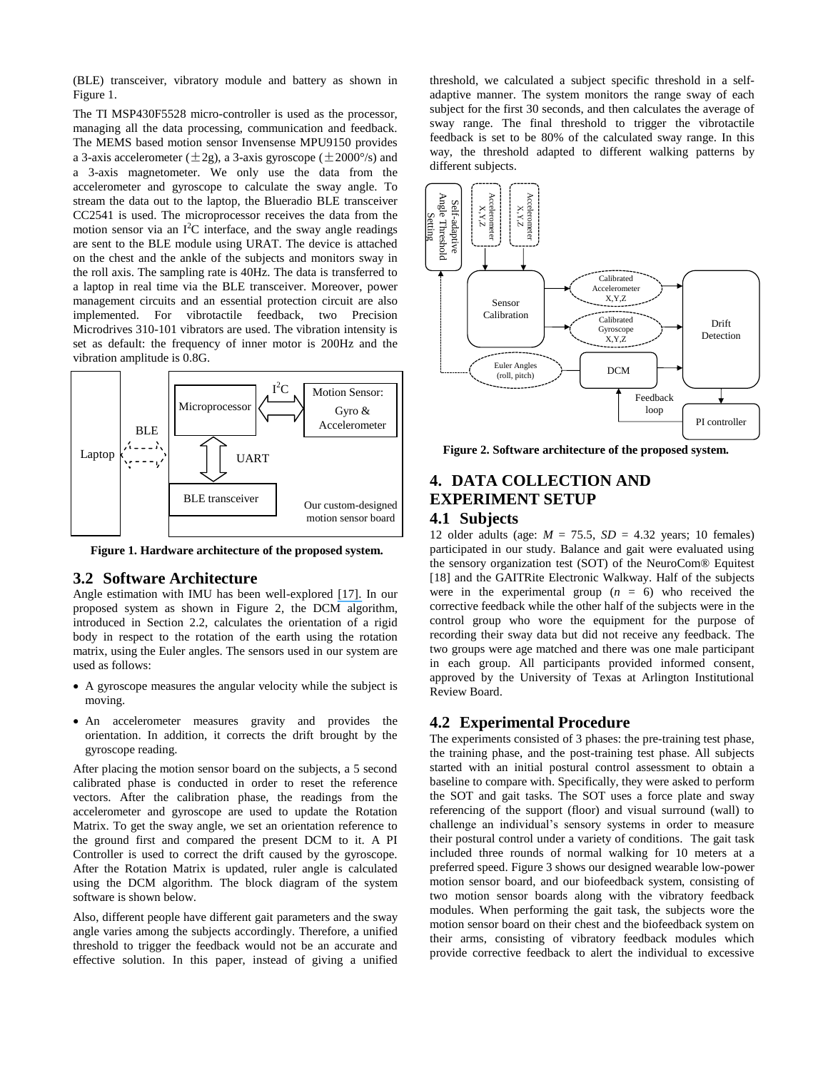(BLE) transceiver, vibratory module and battery as shown in Figure 1.

The TI MSP430F5528 micro-controller is used as the processor, managing all the data processing, communication and feedback. The MEMS based motion sensor Invensense MPU9150 provides a 3-axis accelerometer (±2g), a 3-axis gyroscope (±2000°/s) and a 3-axis magnetometer. We only use the data from the accelerometer and gyroscope to calculate the sway angle. To stream the data out to the laptop, the Blueradio BLE transceiver CC2541 is used. The microprocessor receives the data from the motion sensor via an $I^2C$ interface, and the sway angle readings are sent to the BLE module using URAT. The device is attached on the chest and the ankle of the subjects and monitors sway in the roll axis. The sampling rate is 40Hz. The data is transferred to a laptop in real time via the BLE transceiver. Moreover, power management circuits and an essential protection circuit are also implemented. For vibrotactile feedback, two Precision Microdrives 310-101 vibrators are used. The vibration intensity is set as default: the frequency of inner motor is 200Hz and the vibration amplitude is 0.8G.

**Figure 1. Hardware architecture of the proposed system.**

### 3.2 Software Architecture

Angle estimation with IMU has been well-explored [17]. In our proposed system as shown in Figure 2, the DCM algorithm, introduced in Section 2.2, calculates the orientation of a rigid body in respect to the rotation of the earth using the rotation matrix, using the Euler angles. The sensors used in our system are used as follows:

- A gyroscope measures the angular velocity while the subject is moving.
- An accelerometer measures gravity and provides the orientation. In addition, it corrects the drift brought by the gyroscope reading.

After placing the motion sensor board on the subjects, a 5 second calibrated phase is conducted in order to reset the reference vectors. After the calibration phase, the readings from the accelerometer and gyroscope are used to update the Rotation Matrix. To get the sway angle, we set an orientation reference to the ground first and compared the present DCM to it. A PI Controller is used to correct the drift caused by the gyroscope. After the Rotation Matrix is updated, ruler angle is calculated using the DCM algorithm. The block diagram of the system software is shown below.

Also, different people have different gait parameters and the sway angle varies among the subjects accordingly. Therefore, a unified threshold to trigger the feedback would not be an accurate and effective solution. In this paper, instead of giving a unified threshold, we calculated a subject specific threshold in a self-adaptive manner. The system monitors the range sway of each subject for the first 30 seconds, and then calculates the average of sway range. The final threshold to trigger the vibrotactile feedback is set to be 80% of the calculated sway range. In this way, the threshold adapted to different walking patterns by different subjects.

**Figure 2. Software architecture of the proposed system.**

## 4. DATA COLLECTION AND EXPERIMENT SETUP

### 4.1 Subjects

12 older adults (age: $M$ = 75.5, $SD$ = 4.32 years; 10 females) participated in our study. Balance and gait were evaluated using the sensory organization test (SOT) of the NeuroCom® Equitest [18] and the GAITRite Electronic Walkway. Half of the subjects were in the experimental group ($n$ = 6) who received the corrective feedback while the other half of the subjects were in the control group who wore the equipment for the purpose of recording their sway data but did not receive any feedback. The two groups were age matched and there was one male participant in each group. All participants provided informed consent, approved by the University of Texas at Arlington Institutional Review Board.

### 4.2 Experimental Procedure

The experiments consisted of 3 phases: the pre-training test phase, the training phase, and the post-training test phase. All subjects started with an initial postural control assessment to obtain a baseline to compare with. Specifically, they were asked to perform the SOT and gait tasks. The SOT uses a force plate and sway referencing of the support (floor) and visual surround (wall) to challenge an individual's sensory systems in order to measure their postural control under a variety of conditions. The gait task included three rounds of normal walking for 10 meters at a preferred speed. Figure 3 shows our designed wearable low-power motion sensor board, and our biofeedback system, consisting of two motion sensor boards along with the vibratory feedback modules. When performing the gait task, the subjects wore the motion sensor board on their chest and the biofeedback system on their arms, consisting of vibratory feedback modules which provide corrective feedback to alert the individual to excessive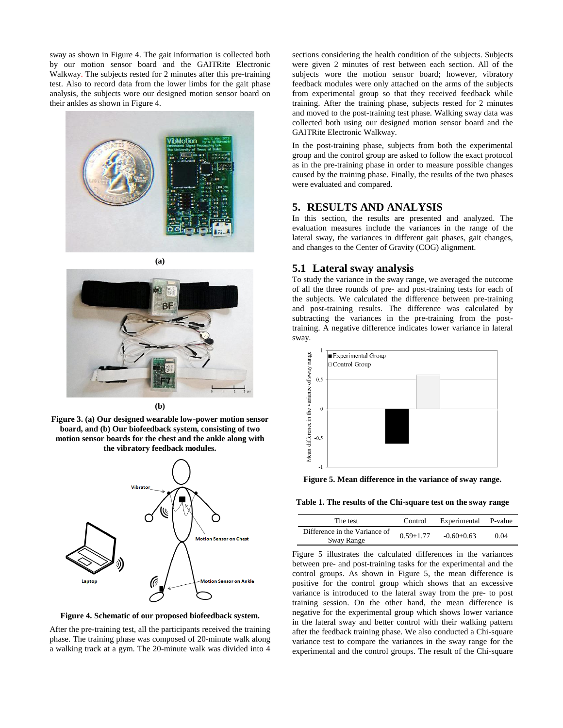sway as shown in Figure 4. The gait information is collected both by our motion sensor board and the GAITRite Electronic Walkway. The subjects rested for 2 minutes after this pre-training test. Also to record data from the lower limbs for the gait phase analysis, the subjects wore our designed motion sensor board on their ankles as shown in Figure 4.

**(a)**

**(b)**

**Figure 3. (a) Our designed wearable low-power motion sensor board, and (b) Our biofeedback system, consisting of two motion sensor boards for the chest and the ankle along with the vibratory feedback modules.**

**Figure 4. Schematic of our proposed biofeedback system.**

After the pre-training test, all the participants received the training phase. The training phase was composed of 20-minute walk along a walking track at a gym. The 20-minute walk was divided into 4 sections considering the health condition of the subjects. Subjects were given 2 minutes of rest between each section. All of the subjects wore the motion sensor board; however, vibratory feedback modules were only attached on the arms of the subjects from experimental group so that they received feedback while training. After the training phase, subjects rested for 2 minutes and moved to the post-training test phase. Walking sway data was collected both using our designed motion sensor board and the GAITRite Electronic Walkway.

In the post-training phase, subjects from both the experimental group and the control group are asked to follow the exact protocol as in the pre-training phase in order to measure possible changes caused by the training phase. Finally, the results of the two phases were evaluated and compared.

## 5. RESULTS AND ANALYSIS

In this section, the results are presented and analyzed. The evaluation measures include the variances in the range of the lateral sway, the variances in different gait phases, gait changes, and changes to the Center of Gravity (COG) alignment.

### 5.1 Lateral sway analysis

To study the variance in the sway range, we averaged the outcome of all the three rounds of pre- and post-training tests for each of the subjects. We calculated the difference between pre-training and post-training results. The difference was calculated by subtracting the variances in the pre-training from the post-training. A negative difference indicates lower variance in lateral sway.

**Figure 5. Mean difference in the variance of sway range.**

**Table 1. The results of the Chi-square test on the sway range**

| The test | Control | Experimental | P-value |
|---|---|---|---|
| Difference in the Variance of Sway Range | 0.59±1.77 | -0.60±0.63 | 0.04 |

Figure 5 illustrates the calculated differences in the variances between pre- and post-training tasks for the experimental and the control groups. As shown in Figure 5, the mean difference is positive for the control group which shows that an excessive variance is introduced to the lateral sway from the pre- to post training session. On the other hand, the mean difference is negative for the experimental group which shows lower variance in the lateral sway and better control with their walking pattern after the feedback training phase. We also conducted a Chi-square variance test to compare the variances in the sway range for the experimental and the control groups. The result of the Chi-square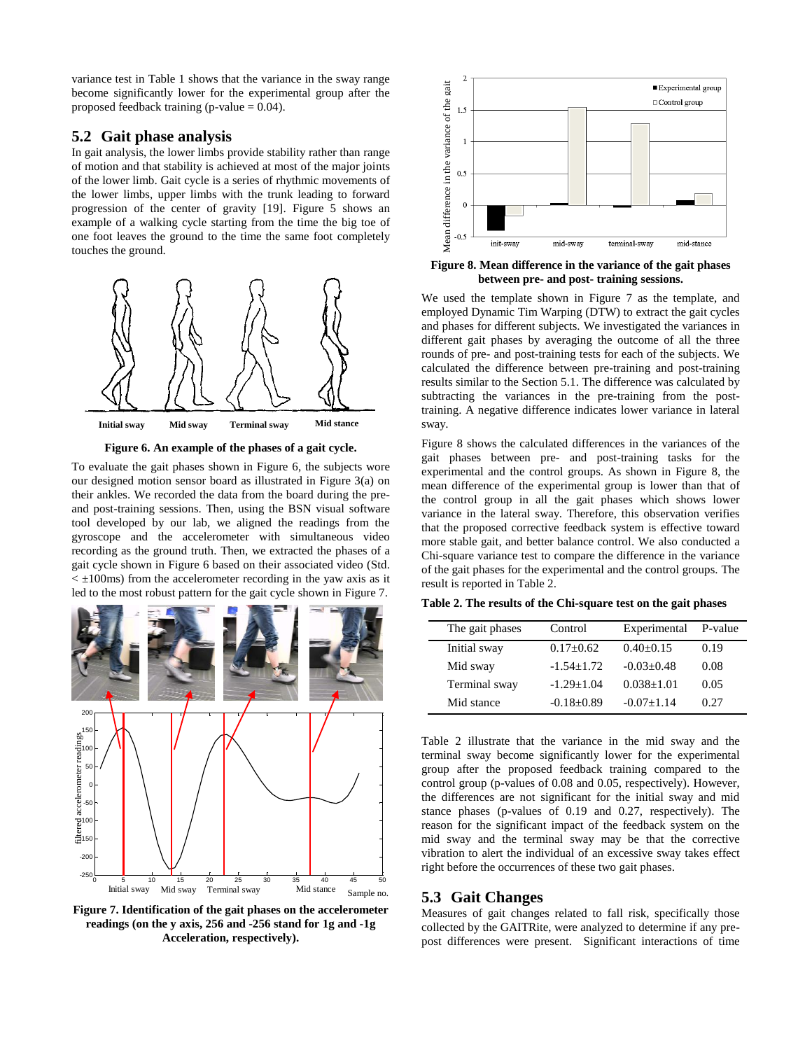variance test in Table 1 shows that the variance in the sway range become significantly lower for the experimental group after the proposed feedback training (p-value = 0.04).

## 5.2 Gait phase analysis

In gait analysis, the lower limbs provide stability rather than range of motion and that stability is achieved at most of the major joints of the lower limb. Gait cycle is a series of rhythmic movements of the lower limbs, upper limbs with the trunk leading to forward progression of the center of gravity [19]. Figure 5 shows an example of a walking cycle starting from the time the big toe of one foot leaves the ground to the time the same foot completely touches the ground.

**Figure 6. An example of the phases of a gait cycle.**

To evaluate the gait phases shown in Figure 6, the subjects wore our designed motion sensor board as illustrated in Figure 3(a) on their ankles. We recorded the data from the board during the pre- and post-training sessions. Then, using the BSN visual software tool developed by our lab, we aligned the readings from the gyroscope and the accelerometer with simultaneous video recording as the ground truth. Then, we extracted the phases of a gait cycle shown in Figure 6 based on their associated video (Std. < ±100ms) from the accelerometer recording in the yaw axis as it led to the most robust pattern for the gait cycle shown in Figure 7.

**Figure 7. Identification of the gait phases on the accelerometer readings (on the y axis, 256 and -256 stand for 1g and -1g Acceleration, respectively).**

**Figure 8. Mean difference in the variance of the gait phases between pre- and post- training sessions.**

We used the template shown in Figure 7 as the template, and employed Dynamic Tim Warping (DTW) to extract the gait cycles and phases for different subjects. We investigated the variances in different gait phases by averaging the outcome of all the three rounds of pre- and post-training tests for each of the subjects. We calculated the difference between pre-training and post-training results similar to the Section 5.1. The difference was calculated by subtracting the variances in the pre-training from the post-training. A negative difference indicates lower variance in lateral sway.

Figure 8 shows the calculated differences in the variances of the gait phases between pre- and post-training tasks for the experimental and the control groups. As shown in Figure 8, the mean difference of the experimental group is lower than that of the control group in all the gait phases which shows lower variance in the lateral sway. Therefore, this observation verifies that the proposed corrective feedback system is effective toward more stable gait, and better balance control. We also conducted a Chi-square variance test to compare the difference in the variance of the gait phases for the experimental and the control groups. The result is reported in Table 2.

**Table 2. The results of the Chi-square test on the gait phases**

| The gait phases | Control | Experimental | P-value |
|---|---|---|---|
| Initial sway | 0.17±0.62 | 0.40±0.15 | 0.19 |
| Mid sway | -1.54±1.72 | -0.03±0.48 | 0.08 |
| Terminal sway | -1.29±1.04 | 0.038±1.01 | 0.05 |
| Mid stance | -0.18±0.89 | -0.07±1.14 | 0.27 |

Table 2 illustrate that the variance in the mid sway and the terminal sway become significantly lower for the experimental group after the proposed feedback training compared to the control group (p-values of 0.08 and 0.05, respectively). However, the differences are not significant for the initial sway and mid stance phases (p-values of 0.19 and 0.27, respectively). The reason for the significant impact of the feedback system on the mid sway and the terminal sway may be that the corrective vibration to alert the individual of an excessive sway takes effect right before the occurrences of these two gait phases.

## 5.3 Gait Changes

Measures of gait changes related to fall risk, specifically those collected by the GAITRite, were analyzed to determine if any pre-post differences were present. Significant interactions of time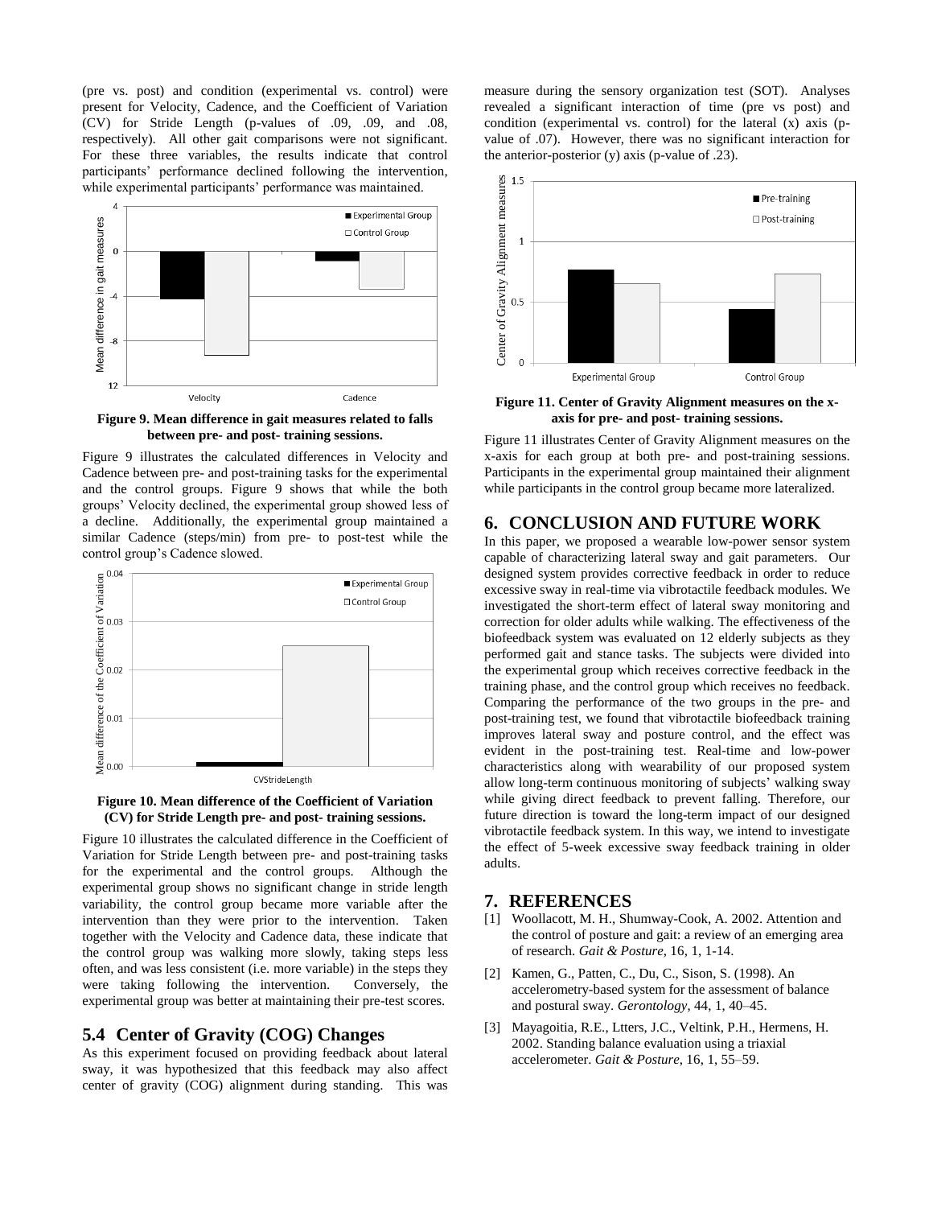(pre vs. post) and condition (experimental vs. control) were present for Velocity, Cadence, and the Coefficient of Variation (CV) for Stride Length (p-values of .09, .09, and .08, respectively). All other gait comparisons were not significant. For these three variables, the results indicate that control participants' performance declined following the intervention, while experimental participants' performance was maintained.

**Figure 9. Mean difference in gait measures related to falls between pre- and post- training sessions.**

Figure 9 illustrates the calculated differences in Velocity and Cadence between pre- and post-training tasks for the experimental and the control groups. Figure 9 shows that while the both groups' Velocity declined, the experimental group showed less of a decline. Additionally, the experimental group maintained a similar Cadence (steps/min) from pre- to post-test while the control group's Cadence slowed.

**Figure 10. Mean difference of the Coefficient of Variation (CV) for Stride Length pre- and post- training sessions.**

Figure 10 illustrates the calculated difference in the Coefficient of Variation for Stride Length between pre- and post-training tasks for the experimental and the control groups. Although the experimental group shows no significant change in stride length variability, the control group became more variable after the intervention than they were prior to the intervention. Taken together with the Velocity and Cadence data, these indicate that the control group was walking more slowly, taking steps less often, and was less consistent (i.e. more variable) in the steps they were taking following the intervention. Conversely, the experimental group was better at maintaining their pre-test scores.

## 5.4 Center of Gravity (COG) Changes

As this experiment focused on providing feedback about lateral sway, it was hypothesized that this feedback may also affect center of gravity (COG) alignment during standing. This was measure during the sensory organization test (SOT). Analyses revealed a significant interaction of time (pre vs post) and condition (experimental vs. control) for the lateral (x) axis (p-value of .07). However, there was no significant interaction for the anterior-posterior (y) axis (p-value of .23).

**Figure 11. Center of Gravity Alignment measures on the x-axis for pre- and post- training sessions.**

Figure 11 illustrates Center of Gravity Alignment measures on the x-axis for each group at both pre- and post-training sessions. Participants in the experimental group maintained their alignment while participants in the control group became more lateralized.

# 6. CONCLUSION AND FUTURE WORK

In this paper, we proposed a wearable low-power sensor system capable of characterizing lateral sway and gait parameters. Our designed system provides corrective feedback in order to reduce excessive sway in real-time via vibrotactile feedback modules. We investigated the short-term effect of lateral sway monitoring and correction for older adults while walking. The effectiveness of the biofeedback system was evaluated on 12 elderly subjects as they performed gait and stance tasks. The subjects were divided into the experimental group which receives corrective feedback in the training phase, and the control group which receives no feedback. Comparing the performance of the two groups in the pre- and post-training test, we found that vibrotactile biofeedback training improves lateral sway and posture control, and the effect was evident in the post-training test. Real-time and low-power characteristics along with wearability of our proposed system allow long-term continuous monitoring of subjects' walking sway while giving direct feedback to prevent falling. Therefore, our future direction is toward the long-term impact of our designed vibrotactile feedback system. In this way, we intend to investigate the effect of 5-week excessive sway feedback training in older adults.

# 7. REFERENCES

[1] Woollacott, M. H., Shumway-Cook, A. 2002. Attention and the control of posture and gait: a review of an emerging area of research. *Gait & Posture*, 16, 1, 1-14.

[2] Kamen, G., Patten, C., Du, C., Sison, S. (1998). An accelerometry-based system for the assessment of balance and postural sway. *Gerontology*, 44, 1, 40–45.

[3] Mayagoitia, R.E., Ltters, J.C., Veltink, P.H., Hermens, H. 2002. Standing balance evaluation using a triaxial accelerometer. *Gait & Posture*, 16, 1, 55–59.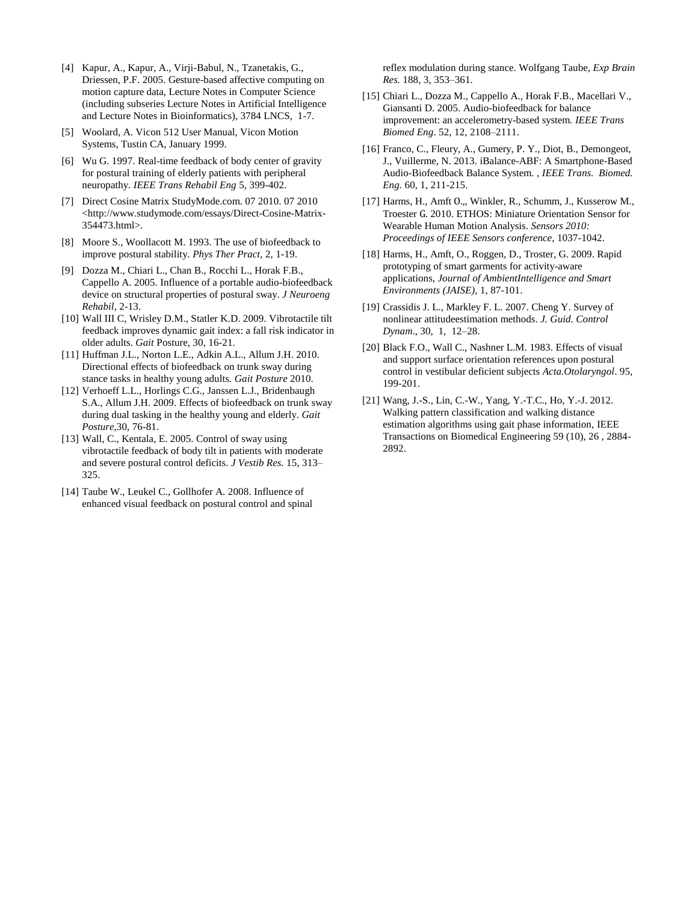[4] Kapur, A., Kapur, A., Virji-Babul, N., Tzanetakis, G., Driessen, P.F. 2005. Gesture-based affective computing on motion capture data, Lecture Notes in Computer Science (including subseries Lecture Notes in Artificial Intelligence and Lecture Notes in Bioinformatics), 3784 LNCS, 1-7.

[5] Woolard, A. Vicon 512 User Manual, Vicon Motion Systems, Tustin CA, January 1999.

[6] Wu G. 1997. Real-time feedback of body center of gravity for postural training of elderly patients with peripheral neuropathy. *IEEE Trans Rehabil Eng* 5, 399-402.

[7] Direct Cosine Matrix StudyMode.com. 07 2010. 07 2010 <http://www.studymode.com/essays/Direct-Cosine-Matrix-354473.html>.

[8] Moore S., Woollacott M. 1993. The use of biofeedback to improve postural stability. *Phys Ther Pract*, 2, 1-19.

[9] Dozza M., Chiari L., Chan B., Rocchi L., Horak F.B., Cappello A. 2005. Influence of a portable audio-biofeedback device on structural properties of postural sway. *J Neuroeng Rehabil*, 2-13.

[10] Wall III C, Wrisley D.M., Statler K.D. 2009. Vibrotactile tilt feedback improves dynamic gait index: a fall risk indicator in older adults. *Gait* Posture, 30, 16-21.

[11] Huffman J.L., Norton L.E., Adkin A.L., Allum J.H. 2010. Directional effects of biofeedback on trunk sway during stance tasks in healthy young adults. *Gait Posture* 2010.

[12] Verhoeff L.L., Horlings C.G., Janssen L.J., Bridenbaugh S.A., Allum J.H. 2009. Effects of biofeedback on trunk sway during dual tasking in the healthy young and elderly. *Gait Posture*,30, 76-81.

[13] Wall, C., Kentala, E. 2005. Control of sway using vibrotactile feedback of body tilt in patients with moderate and severe postural control deficits. *J Vestib Res.* 15, 313–325.

[14] Taube W., Leukel C., Gollhofer A. 2008. Influence of enhanced visual feedback on postural control and spinal reflex modulation during stance. Wolfgang Taube, *Exp Brain Res.* 188, 3, 353–361.

[15] Chiari L., Dozza M., Cappello A., Horak F.B., Macellari V., Giansanti D. 2005. Audio-biofeedback for balance improvement: an accelerometry-based system. *IEEE Trans Biomed Eng*. 52, 12, 2108–2111.

[16] Franco, C., Fleury, A., Gumery, P. Y., Diot, B., Demongeot, J., Vuillerme, N. 2013. iBalance-ABF: A Smartphone-Based Audio-Biofeedback Balance System. , *IEEE Trans. Biomed. Eng*. 60, 1, 211-215.

[17] Harms, H., Amft O.,, Winkler, R., Schumm, J., Kusserow M., Troester G. 2010. ETHOS: Miniature Orientation Sensor for Wearable Human Motion Analysis. *Sensors 2010: Proceedings of IEEE Sensors conference*, 1037-1042.

[18] Harms, H., Amft, O., Roggen, D., Troster, G. 2009. Rapid prototyping of smart garments for activity-aware applications, *Journal of AmbientIntelligence and Smart Environments (JAISE)*, 1, 87-101.

[19] Crassidis J. L., Markley F. L. 2007. Cheng Y. Survey of nonlinear attitudeestimation methods. *J. Guid. Control Dynam*., 30, 1, 12–28.

[20] Black F.O., Wall C., Nashner L.M. 1983. Effects of visual and support surface orientation references upon postural control in vestibular deficient subjects *Acta.Otolaryngol*. 95, 199-201.

[21] Wang, J.-S., Lin, C.-W., Yang, Y.-T.C., Ho, Y.-J. 2012. Walking pattern classification and walking distance estimation algorithms using gait phase information, IEEE Transactions on Biomedical Engineering 59 (10), 26 , 2884-2892.